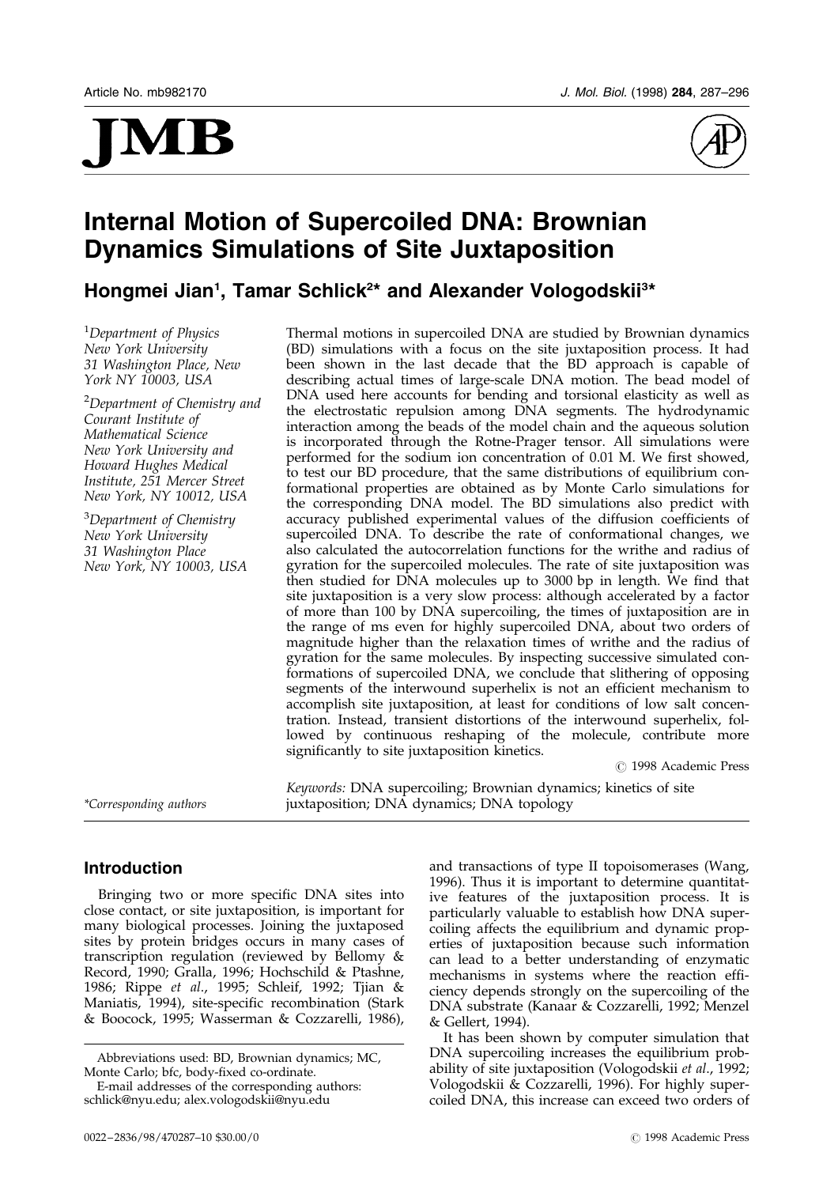# Internal Motion of Supercoiled DNA: Brownian Dynamics Simulations of Site Juxtaposition

**Hongmei Jian[1], Tamar Schlick[2]* and Alexander Vologodskii[3]***

[1]*Department of Physics New York University 31 Washington Place, New York NY 10003, USA*

[2]*Department of Chemistry and Courant Institute of Mathematical Science New York University and Howard Hughes Medical Institute, 251 Mercer Street New York, NY 10012, USA*

[3]*Department of Chemistry New York University 31 Washington Place New York, NY 10003, USA*

*\*Corresponding authors*

Thermal motions in supercoiled DNA are studied by Brownian dynamics (BD) simulations with a focus on the site juxtaposition process. It had been shown in the last decade that the BD approach is capable of describing actual times of large-scale DNA motion. The bead model of DNA used here accounts for bending and torsional elasticity as well as the electrostatic repulsion among DNA segments. The hydrodynamic interaction among the beads of the model chain and the aqueous solution is incorporated through the Rotne-Prager tensor. All simulations were performed for the sodium ion concentration of 0.01 M. We first showed, to test our BD procedure, that the same distributions of equilibrium conformational properties are obtained as by Monte Carlo simulations for the corresponding DNA model. The BD simulations also predict with accuracy published experimental values of the diffusion coefficients of supercoiled DNA. To describe the rate of conformational changes, we also calculated the autocorrelation functions for the writhe and radius of gyration for the supercoiled molecules. The rate of site juxtaposition was then studied for DNA molecules up to 3000 bp in length. We find that site juxtaposition is a very slow process: although accelerated by a factor of more than 100 by DNA supercoiling, the times of juxtaposition are in the range of ms even for highly supercoiled DNA, about two orders of magnitude higher than the relaxation times of writhe and the radius of gyration for the same molecules. By inspecting successive simulated conformations of supercoiled DNA, we conclude that slithering of opposing segments of the interwound superhelix is not an efficient mechanism to accomplish site juxtaposition, at least for conditions of low salt concentration. Instead, transient distortions of the interwound superhelix, followed by continuous reshaping of the molecule, contribute more significantly to site juxtaposition kinetics.

© 1998 Academic Press

*Keywords:* DNA supercoiling; Brownian dynamics; kinetics of site juxtaposition; DNA dynamics; DNA topology

## Introduction

Bringing two or more specific DNA sites into close contact, or site juxtaposition, is important for many biological processes. Joining the juxtaposed sites by protein bridges occurs in many cases of transcription regulation (reviewed by Bellomy & Record, 1990; Gralla, 1996; Hochschild & Ptashne, 1986; Rippe *et al.*, 1995; Schleif, 1992; Tjian & Maniatis, 1994), site-specific recombination (Stark & Boocock, 1995; Wasserman & Cozzarelli, 1986), and transactions of type II topoisomerases (Wang, 1996). Thus it is important to determine quantitative features of the juxtaposition process. It is particularly valuable to establish how DNA supercoiling affects the equilibrium and dynamic properties of juxtaposition because such information can lead to a better understanding of enzymatic mechanisms in systems where the reaction efficiency depends strongly on the supercoiling of the DNA substrate (Kanaar & Cozzarelli, 1992; Menzel & Gellert, 1994).

It has been shown by computer simulation that DNA supercoiling increases the equilibrium probability of site juxtaposition (Vologodskii *et al.*, 1992; Vologodskii & Cozzarelli, 1996). For highly supercoiled DNA, this increase can exceed two orders of

Abbreviations used: BD, Brownian dynamics; MC, Monte Carlo; bfc, body-fixed co-ordinate.

E-mail addresses of the corresponding authors: schlick@nyu.edu; alex.vologodskii@nyu.edu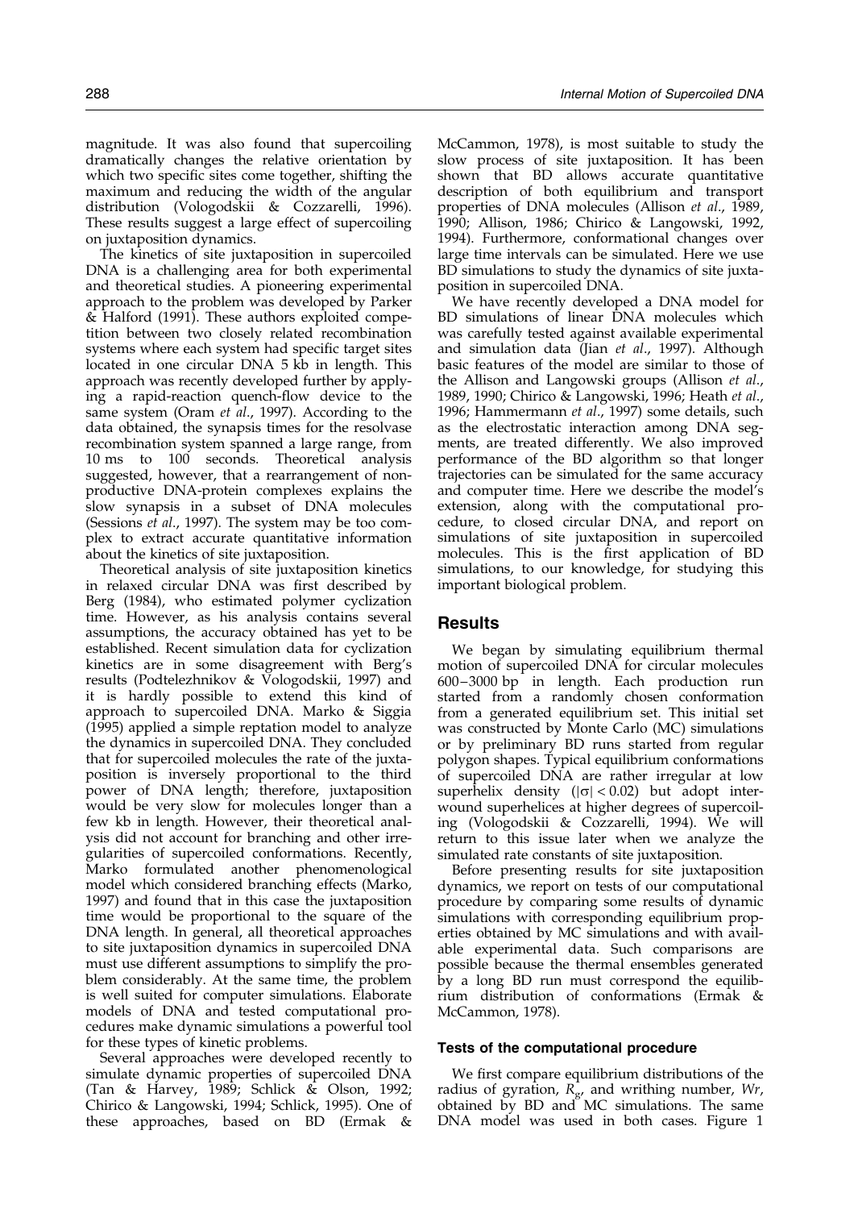magnitude. It was also found that supercoiling dramatically changes the relative orientation by which two specific sites come together, shifting the maximum and reducing the width of the angular distribution (Vologodskii & Cozzarelli, 1996). These results suggest a large effect of supercoiling on juxtaposition dynamics.

The kinetics of site juxtaposition in supercoiled DNA is a challenging area for both experimental and theoretical studies. A pioneering experimental approach to the problem was developed by Parker & Halford (1991). These authors exploited competition between two closely related recombination systems where each system had specific target sites located in one circular DNA 5 kb in length. This approach was recently developed further by applying a rapid-reaction quench-flow device to the same system (Oram *et al*., 1997). According to the data obtained, the synapsis times for the resolvase recombination system spanned a large range, from 10 ms to 100 seconds. Theoretical analysis suggested, however, that a rearrangement of nonproductive DNA-protein complexes explains the slow synapsis in a subset of DNA molecules (Sessions *et al*., 1997). The system may be too complex to extract accurate quantitative information about the kinetics of site juxtaposition.

Theoretical analysis of site juxtaposition kinetics in relaxed circular DNA was first described by Berg (1984), who estimated polymer cyclization time. However, as his analysis contains several assumptions, the accuracy obtained has yet to be established. Recent simulation data for cyclization kinetics are in some disagreement with Berg's results (Podtelezhnikov & Vologodskii, 1997) and it is hardly possible to extend this kind of approach to supercoiled DNA. Marko & Siggia (1995) applied a simple reptation model to analyze the dynamics in supercoiled DNA. They concluded that for supercoiled molecules the rate of the juxtaposition is inversely proportional to the third power of DNA length; therefore, juxtaposition would be very slow for molecules longer than a few kb in length. However, their theoretical analysis did not account for branching and other irregularities of supercoiled conformations. Recently, Marko formulated another phenomenological model which considered branching effects (Marko, 1997) and found that in this case the juxtaposition time would be proportional to the square of the DNA length. In general, all theoretical approaches to site juxtaposition dynamics in supercoiled DNA must use different assumptions to simplify the problem considerably. At the same time, the problem is well suited for computer simulations. Elaborate models of DNA and tested computational procedures make dynamic simulations a powerful tool for these types of kinetic problems.

Several approaches were developed recently to simulate dynamic properties of supercoiled DNA (Tan & Harvey, 1989; Schlick & Olson, 1992; Chirico & Langowski, 1994; Schlick, 1995). One of these approaches, based on BD (Ermak & McCammon, 1978), is most suitable to study the slow process of site juxtaposition. It has been shown that BD allows accurate quantitative description of both equilibrium and transport properties of DNA molecules (Allison *et al*., 1989, 1990; Allison, 1986; Chirico & Langowski, 1992, 1994). Furthermore, conformational changes over large time intervals can be simulated. Here we use BD simulations to study the dynamics of site juxtaposition in supercoiled DNA.

We have recently developed a DNA model for BD simulations of linear DNA molecules which was carefully tested against available experimental and simulation data (Jian *et al*., 1997). Although basic features of the model are similar to those of the Allison and Langowski groups (Allison *et al*., 1989, 1990; Chirico & Langowski, 1996; Heath *et al*., 1996; Hammermann *et al*., 1997) some details, such as the electrostatic interaction among DNA segments, are treated differently. We also improved performance of the BD algorithm so that longer trajectories can be simulated for the same accuracy and computer time. Here we describe the model's extension, along with the computational procedure, to closed circular DNA, and report on simulations of site juxtaposition in supercoiled molecules. This is the first application of BD simulations, to our knowledge, for studying this important biological problem.

## Results

We began by simulating equilibrium thermal motion of supercoiled DNA for circular molecules 600–3000 bp in length. Each production run started from a randomly chosen conformation from a generated equilibrium set. This initial set was constructed by Monte Carlo (MC) simulations or by preliminary BD runs started from regular polygon shapes. Typical equilibrium conformations of supercoiled DNA are rather irregular at low superhelix density ($|\sigma| < 0.02$) but adopt interwound superhelices at higher degrees of supercoiling (Vologodskii & Cozzarelli, 1994). We will return to this issue later when we analyze the simulated rate constants of site juxtaposition.

Before presenting results for site juxtaposition dynamics, we report on tests of our computational procedure by comparing some results of dynamic simulations with corresponding equilibrium properties obtained by MC simulations and with available experimental data. Such comparisons are possible because the thermal ensembles generated by a long BD run must correspond the equilibrium distribution of conformations (Ermak & McCammon, 1978).

### Tests of the computational procedure

We first compare equilibrium distributions of the radius of gyration, $R_g$, and writhing number, *Wr*, obtained by BD and MC simulations. The same DNA model was used in both cases. Figure 1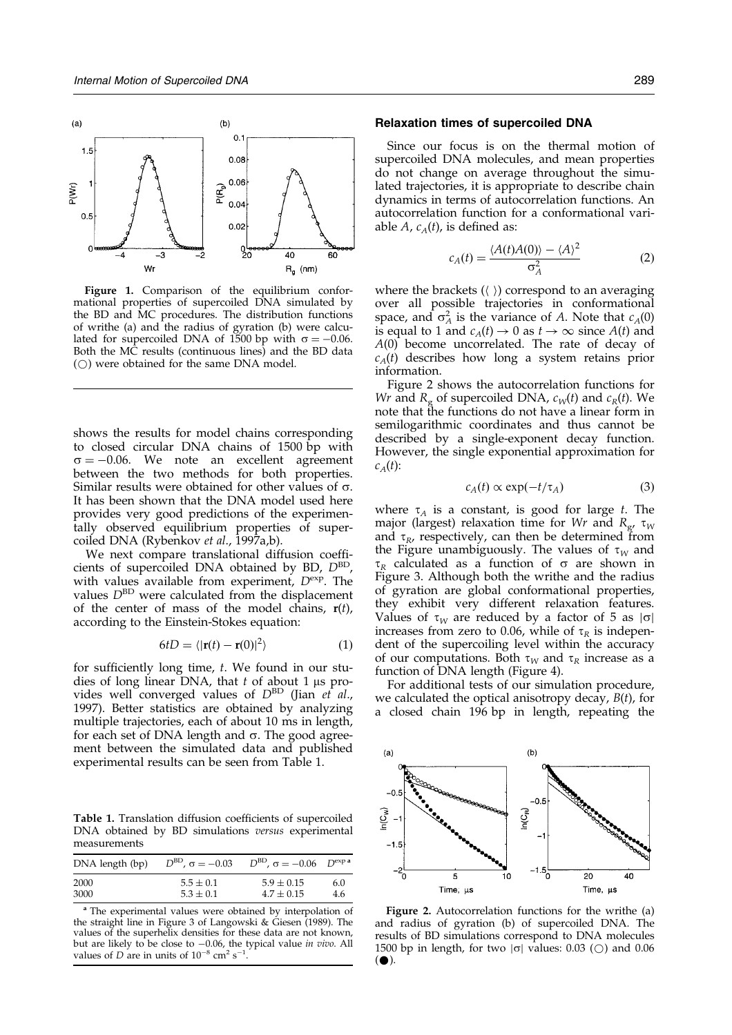**Figure 1.** Comparison of the equilibrium conformational properties of supercoiled DNA simulated by the BD and MC procedures. The distribution functions of writhe (a) and the radius of gyration (b) were calculated for supercoiled DNA of 1500 bp with $\sigma = -0.06$. Both the MC results (continuous lines) and the BD data (○) were obtained for the same DNA model.

shows the results for model chains corresponding to closed circular DNA chains of 1500 bp with $\sigma = -0.06$. We note an excellent agreement between the two methods for both properties. Similar results were obtained for other values of $\sigma$. It has been shown that the DNA model used here provides very good predictions of the experimentally observed equilibrium properties of supercoiled DNA (Rybenkov *et al.*, 1997a,b).

We next compare translational diffusion coefficients of supercoiled DNA obtained by BD, $D^{BD}$, with values available from experiment, $D^{exp}$. The values $D^{BD}$ were calculated from the displacement of the center of mass of the model chains, $\mathbf{r}(t)$, according to the Einstein-Stokes equation:

$$6tD = \langle |\mathbf{r}(t) - \mathbf{r}(0)|^2 \rangle \tag{1}$$

for sufficiently long time, $t$. We found in our studies of long linear DNA, that $t$ of about 1 μs provides well converged values of $D^{BD}$ (Jian *et al.*, 1997). Better statistics are obtained by analyzing multiple trajectories, each of about 10 ms in length, for each set of DNA length and $\sigma$. The good agreement between the simulated data and published experimental results can be seen from Table 1.

**Table 1.** Translation diffusion coefficients of supercoiled DNA obtained by BD simulations *versus* experimental measurements

| DNA length (bp) | $D^{BD}$, $\sigma = -0.03$ | $D^{BD}$, $\sigma = -0.06$ | $D^{exp\ a}$ |
|---|---|---|---|
| 2000 | $5.5 \pm 0.1$ | $5.9 \pm 0.15$ | 6.0 |
| 3000 | $5.3 \pm 0.1$ | $4.7 \pm 0.15$ | 4.6 |

[a] The experimental values were obtained by interpolation of the straight line in Figure 3 of Langowski & Giesen (1989). The values of the superhelix densities for these data are not known, but are likely to be close to −0.06, the typical value *in vivo*. All values of $D$ are in units of $10^{-8}$ cm$^2$ s$^{-1}$.

### Relaxation times of supercoiled DNA

Since our focus is on the thermal motion of supercoiled DNA molecules, and mean properties do not change on average throughout the simulated trajectories, it is appropriate to describe chain dynamics in terms of autocorrelation functions. An autocorrelation function for a conformational variable $A$, $c_A(t)$, is defined as:

$$c_A(t) = \frac{\langle A(t)A(0)\rangle - \langle A\rangle^2}{\sigma_A^2} \tag{2}$$

where the brackets (⟨ ⟩) correspond to an averaging over all possible trajectories in conformational space, and $\sigma_A^2$ is the variance of $A$. Note that $c_A(0)$ is equal to 1 and $c_A(t) \to 0$ as $t \to \infty$ since $A(t)$ and $A(0)$ become uncorrelated. The rate of decay of $c_A(t)$ describes how long a system retains prior information.

Figure 2 shows the autocorrelation functions for $Wr$ and $R_g$ of supercoiled DNA, $c_W(t)$ and $c_R(t)$. We note that the functions do not have a linear form in semilogarithmic coordinates and thus cannot be described by a single-exponent decay function. However, the single exponential approximation for $c_A(t)$:

$$c_A(t) \propto \exp(-t/\tau_A) \tag{3}$$

where $\tau_A$ is a constant, is good for large $t$. The major (largest) relaxation time for $Wr$ and $R_g$, $\tau_W$ and $\tau_R$, respectively, can then be determined from the Figure unambiguously. The values of $\tau_W$ and $\tau_R$ calculated as a function of $\sigma$ are shown in Figure 3. Although both the writhe and the radius of gyration are global conformational properties, they exhibit very different relaxation features. Values of $\tau_W$ are reduced by a factor of 5 as $|\sigma|$ increases from zero to 0.06, while of $\tau_R$ is independent of the supercoiling level within the accuracy of our computations. Both $\tau_W$ and $\tau_R$ increase as a function of DNA length (Figure 4).

For additional tests of our simulation procedure, we calculated the optical anisotropy decay, $B(t)$, for a closed chain 196 bp in length, repeating the

**Figure 2.** Autocorrelation functions for the writhe (a) and radius of gyration (b) of supercoiled DNA. The results of BD simulations correspond to DNA molecules 1500 bp in length, for two $|\sigma|$ values: 0.03 (○) and 0.06 (●).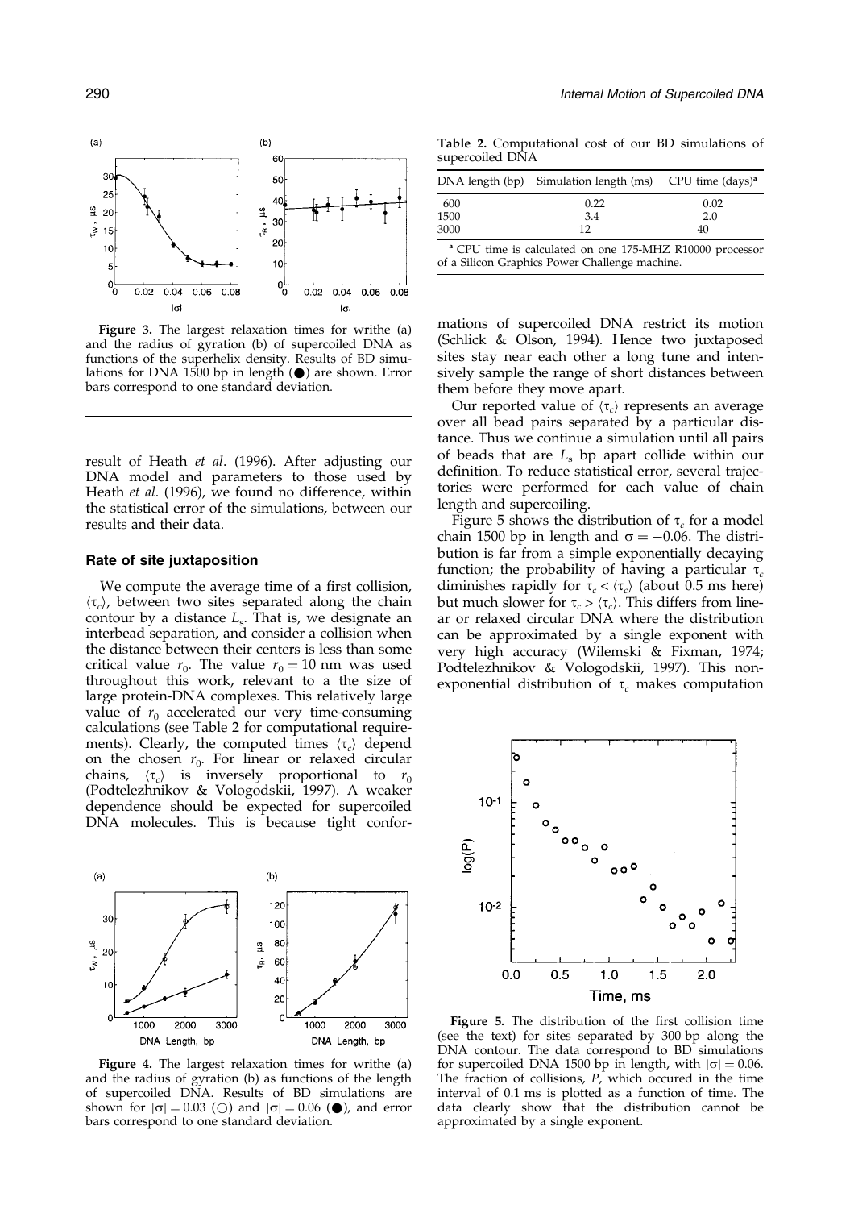**Figure 3.** The largest relaxation times for writhe (a) and the radius of gyration (b) of supercoiled DNA as functions of the superhelix density. Results of BD simulations for DNA 1500 bp in length (●) are shown. Error bars correspond to one standard deviation.

result of Heath *et al*. (1996). After adjusting our DNA model and parameters to those used by Heath *et al*. (1996), we found no difference, within the statistical error of the simulations, between our results and their data.

### Rate of site juxtaposition

We compute the average time of a first collision, $\langle \tau_c \rangle$, between two sites separated along the chain contour by a distance $L_s$. That is, we designate an interbead separation, and consider a collision when the distance between their centers is less than some critical value $r_0$. The value $r_0 = 10$ nm was used throughout this work, relevant to a the size of large protein-DNA complexes. This relatively large value of $r_0$ accelerated our very time-consuming calculations (see Table 2 for computational requirements). Clearly, the computed times $\langle \tau_c \rangle$ depend on the chosen $r_0$. For linear or relaxed circular chains, $\langle \tau_c \rangle$ is inversely proportional to $r_0$ (Podtelezhnikov & Vologodskii, 1997). A weaker dependence should be expected for supercoiled DNA molecules. This is because tight conformations of supercoiled DNA restrict its motion (Schlick & Olson, 1994). Hence two juxtaposed sites stay near each other a long tune and intensively sample the range of short distances between them before they move apart.

**Figure 4.** The largest relaxation times for writhe (a) and the radius of gyration (b) as functions of the length of supercoiled DNA. Results of BD simulations are shown for $|\sigma| = 0.03$ (○) and $|\sigma| = 0.06$ (●), and error bars correspond to one standard deviation.

**Table 2.** Computational cost of our BD simulations of supercoiled DNA

| DNA length (bp) | Simulation length (ms) | CPU time (days)[a] |
|---|---|---|
| 600 | 0.22 | 0.02 |
| 1500 | 3.4 | 2.0 |
| 3000 | 12 | 40 |

[a] CPU time is calculated on one 175-MHZ R10000 processor of a Silicon Graphics Power Challenge machine.

Our reported value of $\langle \tau_c \rangle$ represents an average over all bead pairs separated by a particular distance. Thus we continue a simulation until all pairs of beads that are $L_s$ bp apart collide within our definition. To reduce statistical error, several trajectories were performed for each value of chain length and supercoiling.

Figure 5 shows the distribution of $\tau_c$ for a model chain 1500 bp in length and $\sigma = -0.06$. The distribution is far from a simple exponentially decaying function; the probability of having a particular $\tau_c$ diminishes rapidly for $\tau_c < \langle \tau_c \rangle$ (about 0.5 ms here) but much slower for $\tau_c > \langle \tau_c \rangle$. This differs from linear or relaxed circular DNA where the distribution can be approximated by a single exponent with very high accuracy (Wilemski & Fixman, 1974; Podtelezhnikov & Vologodskii, 1997). This non-exponential distribution of $\tau_c$ makes computation

**Figure 5.** The distribution of the first collision time (see the text) for sites separated by 300 bp along the DNA contour. The data correspond to BD simulations for supercoiled DNA 1500 bp in length, with $|\sigma| = 0.06$. The fraction of collisions, $P$, which occured in the time interval of 0.1 ms is plotted as a function of time. The data clearly show that the distribution cannot be approximated by a single exponent.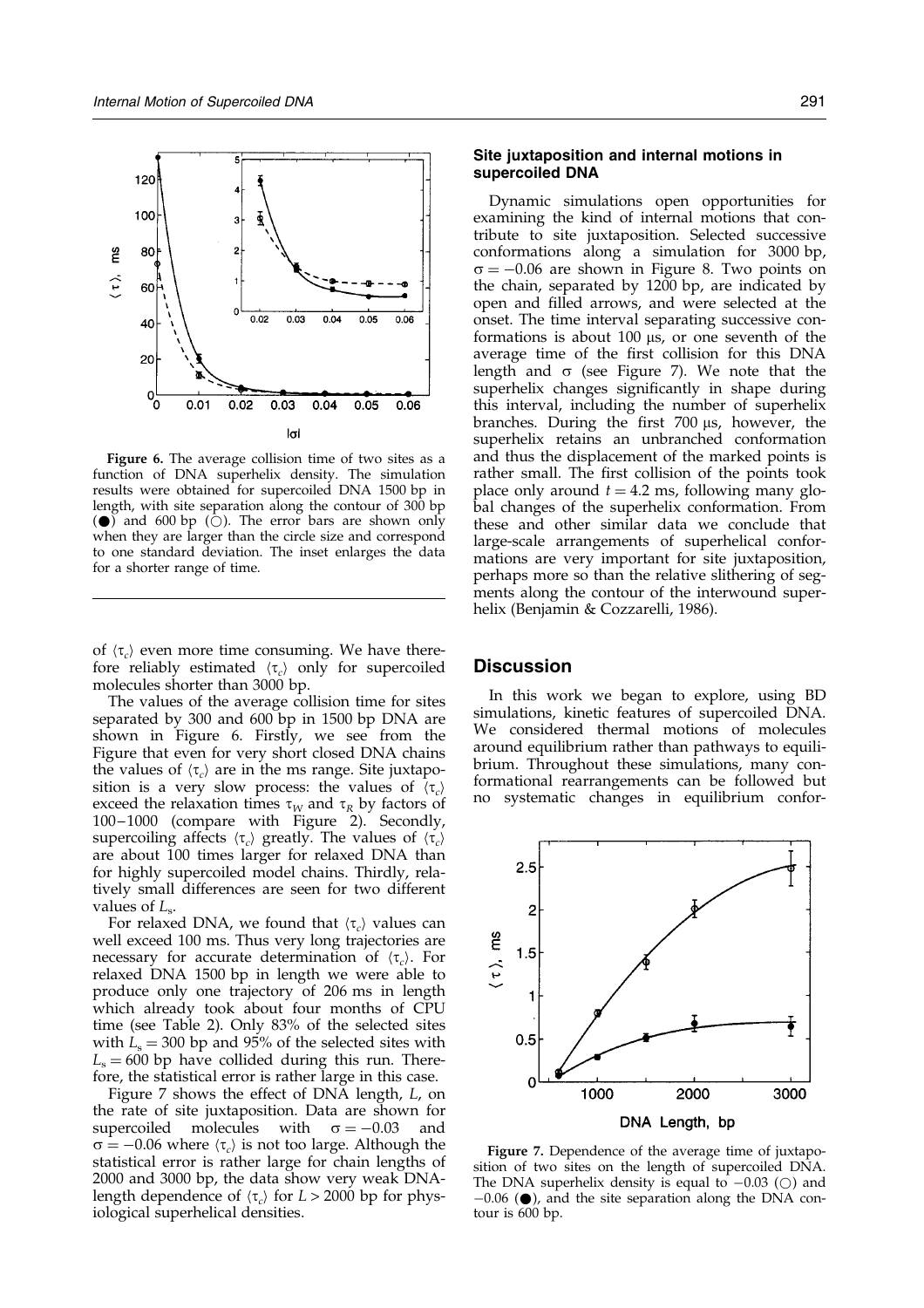**Figure 6.** The average collision time of two sites as a function of DNA superhelix density. The simulation results were obtained for supercoiled DNA 1500 bp in length, with site separation along the contour of 300 bp (●) and 600 bp (○). The error bars are shown only when they are larger than the circle size and correspond to one standard deviation. The inset enlarges the data for a shorter range of time.

of $\langle\tau_c\rangle$ even more time consuming. We have therefore reliably estimated $\langle\tau_c\rangle$ only for supercoiled molecules shorter than 3000 bp.

The values of the average collision time for sites separated by 300 and 600 bp in 1500 bp DNA are shown in Figure 6. Firstly, we see from the Figure that even for very short closed DNA chains the values of $\langle\tau_c\rangle$ are in the ms range. Site juxtaposition is a very slow process: the values of $\langle\tau_c\rangle$ exceed the relaxation times $\tau_W$ and $\tau_R$ by factors of 100–1000 (compare with Figure 2). Secondly, supercoiling affects $\langle\tau_c\rangle$ greatly. The values of $\langle\tau_c\rangle$ are about 100 times larger for relaxed DNA than for highly supercoiled model chains. Thirdly, relatively small differences are seen for two different values of $L_s$.

For relaxed DNA, we found that $\langle\tau_c\rangle$ values can well exceed 100 ms. Thus very long trajectories are necessary for accurate determination of $\langle\tau_c\rangle$. For relaxed DNA 1500 bp in length we were able to produce only one trajectory of 206 ms in length which already took about four months of CPU time (see Table 2). Only 83% of the selected sites with $L_s = 300$ bp and 95% of the selected sites with $L_s = 600$ bp have collided during this run. Therefore, the statistical error is rather large in this case.

Figure 7 shows the effect of DNA length, $L$, on the rate of site juxtaposition. Data are shown for supercoiled molecules with $\sigma = -0.03$ and $\sigma = -0.06$ where $\langle\tau_c\rangle$ is not too large. Although the statistical error is rather large for chain lengths of 2000 and 3000 bp, the data show very weak DNA-length dependence of $\langle\tau_c\rangle$ for $L > 2000$ bp for physiological superhelical densities.

### Site juxtaposition and internal motions in supercoiled DNA

Dynamic simulations open opportunities for examining the kind of internal motions that contribute to site juxtaposition. Selected successive conformations along a simulation for 3000 bp, $\sigma = -0.06$ are shown in Figure 8. Two points on the chain, separated by 1200 bp, are indicated by open and filled arrows, and were selected at the onset. The time interval separating successive conformations is about 100 μs, or one seventh of the average time of the first collision for this DNA length and $\sigma$ (see Figure 7). We note that the superhelix changes significantly in shape during this interval, including the number of superhelix branches. During the first 700 μs, however, the superhelix retains an unbranched conformation and thus the displacement of the marked points is rather small. The first collision of the points took place only around $t = 4.2$ ms, following many global changes of the superhelix conformation. From these and other similar data we conclude that large-scale arrangements of superhelical conformations are very important for site juxtaposition, perhaps more so than the relative slithering of segments along the contour of the interwound superhelix (Benjamin & Cozzarelli, 1986).

## Discussion

In this work we began to explore, using BD simulations, kinetic features of supercoiled DNA. We considered thermal motions of molecules around equilibrium rather than pathways to equilibrium. Throughout these simulations, many conformational rearrangements can be followed but no systematic changes in equilibrium confor-

**Figure 7.** Dependence of the average time of juxtaposition of two sites on the length of supercoiled DNA. The DNA superhelix density is equal to $-0.03$ (○) and $-0.06$ (●), and the site separation along the DNA contour is 600 bp.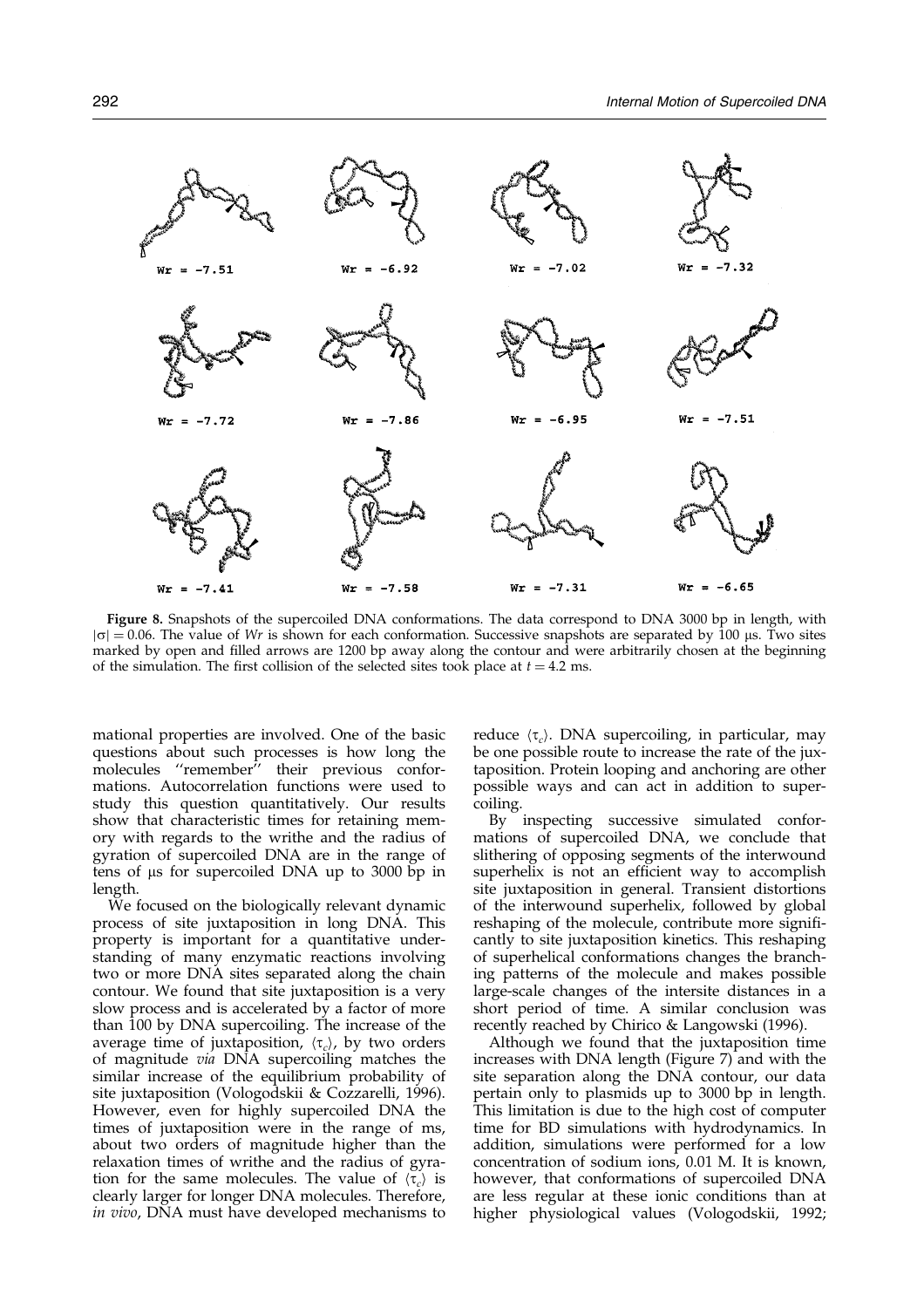Wr = -7.51 Wr = -6.92 Wr = -7.02 Wr = -7.32

Wr = -7.72 Wr = -7.86 Wr = -6.95 Wr = -7.51

Wr = -7.41 Wr = -7.58 Wr = -7.31 Wr = -6.65

**Figure 8.** Snapshots of the supercoiled DNA conformations. The data correspond to DNA 3000 bp in length, with $|\sigma| = 0.06$. The value of *Wr* is shown for each conformation. Successive snapshots are separated by 100 μs. Two sites marked by open and filled arrows are 1200 bp away along the contour and were arbitrarily chosen at the beginning of the simulation. The first collision of the selected sites took place at $t = 4.2$ ms.

mational properties are involved. One of the basic questions about such processes is how long the molecules "remember" their previous conformations. Autocorrelation functions were used to study this question quantitatively. Our results show that characteristic times for retaining memory with regards to the writhe and the radius of gyration of supercoiled DNA are in the range of tens of μs for supercoiled DNA up to 3000 bp in length.

We focused on the biologically relevant dynamic process of site juxtaposition in long DNA. This property is important for a quantitative understanding of many enzymatic reactions involving two or more DNA sites separated along the chain contour. We found that site juxtaposition is a very slow process and is accelerated by a factor of more than 100 by DNA supercoiling. The increase of the average time of juxtaposition, $\langle\tau_c\rangle$, by two orders of magnitude *via* DNA supercoiling matches the similar increase of the equilibrium probability of site juxtaposition (Vologodskii & Cozzarelli, 1996). However, even for highly supercoiled DNA the times of juxtaposition were in the range of ms, about two orders of magnitude higher than the relaxation times of writhe and the radius of gyration for the same molecules. The value of $\langle\tau_c\rangle$ is clearly larger for longer DNA molecules. Therefore, *in vivo*, DNA must have developed mechanisms to reduce $\langle\tau_c\rangle$. DNA supercoiling, in particular, may be one possible route to increase the rate of the juxtaposition. Protein looping and anchoring are other possible ways and can act in addition to supercoiling.

By inspecting successive simulated conformations of supercoiled DNA, we conclude that slithering of opposing segments of the interwound superhelix is not an efficient way to accomplish site juxtaposition in general. Transient distortions of the interwound superhelix, followed by global reshaping of the molecule, contribute more significantly to site juxtaposition kinetics. This reshaping of superhelical conformations changes the branching patterns of the molecule and makes possible large-scale changes of the intersite distances in a short period of time. A similar conclusion was recently reached by Chirico & Langowski (1996).

Although we found that the juxtaposition time increases with DNA length (Figure 7) and with the site separation along the DNA contour, our data pertain only to plasmids up to 3000 bp in length. This limitation is due to the high cost of computer time for BD simulations with hydrodynamics. In addition, simulations were performed for a low concentration of sodium ions, 0.01 M. It is known, however, that conformations of supercoiled DNA are less regular at these ionic conditions than at higher physiological values (Vologodskii, 1992;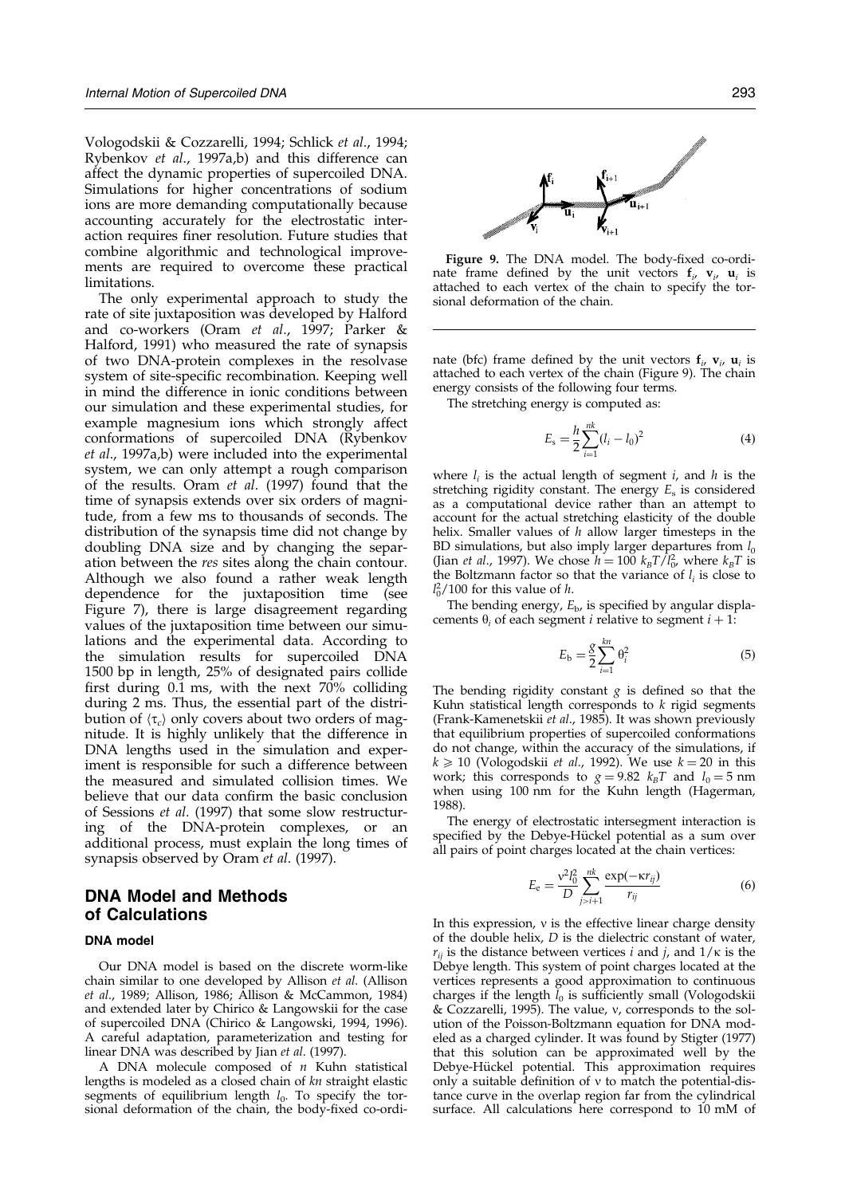Vologodskii & Cozzarelli, 1994; Schlick *et al*., 1994; Rybenkov *et al*., 1997a,b) and this difference can affect the dynamic properties of supercoiled DNA. Simulations for higher concentrations of sodium ions are more demanding computationally because accounting accurately for the electrostatic interaction requires finer resolution. Future studies that combine algorithmic and technological improvements are required to overcome these practical limitations.

The only experimental approach to study the rate of site juxtaposition was developed by Halford and co-workers (Oram *et al*., 1997; Parker & Halford, 1991) who measured the rate of synapsis of two DNA-protein complexes in the resolvase system of site-specific recombination. Keeping well in mind the difference in ionic conditions between our simulation and these experimental studies, for example magnesium ions which strongly affect conformations of supercoiled DNA (Rybenkov *et al*., 1997a,b) were included into the experimental system, we can only attempt a rough comparison of the results. Oram *et al*. (1997) found that the time of synapsis extends over six orders of magnitude, from a few ms to thousands of seconds. The distribution of the synapsis time did not change by doubling DNA size and by changing the separation between the *res* sites along the chain contour. Although we also found a rather weak length dependence for the juxtaposition time (see Figure 7), there is large disagreement regarding values of the juxtaposition time between our simulations and the experimental data. According to the simulation results for supercoiled DNA 1500 bp in length, 25% of designated pairs collide first during 0.1 ms, with the next 70% colliding during 2 ms. Thus, the essential part of the distribution of $\langle \tau_c \rangle$ only covers about two orders of magnitude. It is highly unlikely that the difference in DNA lengths used in the simulation and experiment is responsible for such a difference between the measured and simulated collision times. We believe that our data confirm the basic conclusion of Sessions *et al*. (1997) that some slow restructuring of the DNA-protein complexes, or an additional process, must explain the long times of synapsis observed by Oram *et al*. (1997).

## DNA Model and Methods of Calculations

### DNA model

Our DNA model is based on the discrete worm-like chain similar to one developed by Allison *et al*. (Allison *et al*., 1989; Allison, 1986; Allison & McCammon, 1984) and extended later by Chirico & Langowskii for the case of supercoiled DNA (Chirico & Langowski, 1994, 1996). A careful adaptation, parameterization and testing for linear DNA was described by Jian *et al*. (1997).

A DNA molecule composed of $n$ Kuhn statistical lengths is modeled as a closed chain of $kn$ straight elastic segments of equilibrium length $l_0$. To specify the torsional deformation of the chain, the body-fixed co-ordinate (bfc) frame defined by the unit vectors $\mathbf{f}_i$, $\mathbf{v}_i$, $\mathbf{u}_i$ is attached to each vertex of the chain (Figure 9). The chain energy consists of the following four terms.

**Figure 9.** The DNA model. The body-fixed co-ordinate frame defined by the unit vectors $\mathbf{f}_i$, $\mathbf{v}_i$, $\mathbf{u}_i$ is attached to each vertex of the chain to specify the torsional deformation of the chain.

The stretching energy is computed as:

$$E_s = \frac{h}{2}\sum_{i=1}^{nk}(l_i - l_0)^2 \tag{4}$$

where $l_i$ is the actual length of segment $i$, and $h$ is the stretching rigidity constant. The energy $E_s$ is considered as a computational device rather than an attempt to account for the actual stretching elasticity of the double helix. Smaller values of $h$ allow larger timesteps in the BD simulations, but also imply larger departures from $l_0$ (Jian *et al*., 1997). We chose $h = 100\ k_BT/l_0^2$, where $k_BT$ is the Boltzmann factor so that the variance of $l_i$ is close to $l_0^2/100$ for this value of $h$.

The bending energy, $E_b$, is specified by angular displacements $\theta_i$ of each segment $i$ relative to segment $i + 1$:

$$E_b = \frac{g}{2}\sum_{i=1}^{kn}\theta_i^2 \tag{5}$$

The bending rigidity constant $g$ is defined so that the Kuhn statistical length corresponds to $k$ rigid segments (Frank-Kamenetskii *et al*., 1985). It was shown previously that equilibrium properties of supercoiled conformations do not change, within the accuracy of the simulations, if $k \geq 10$ (Vologodskii *et al*., 1992). We use $k = 20$ in this work; this corresponds to $g = 9.82\ k_BT$ and $l_0 = 5$ nm when using 100 nm for the Kuhn length (Hagerman, 1988).

The energy of electrostatic intersegment interaction is specified by the Debye-Hückel potential as a sum over all pairs of point charges located at the chain vertices:

$$E_e = \frac{\nu^2 l_0^2}{D}\sum_{j>i+1}^{nk}\frac{\exp(-\kappa r_{ij})}{r_{ij}} \tag{6}$$

In this expression, $\nu$ is the effective linear charge density of the double helix, $D$ is the dielectric constant of water, $r_{ij}$ is the distance between vertices $i$ and $j$, and $1/\kappa$ is the Debye length. This system of point charges located at the vertices represents a good approximation to continuous charges if the length $l_0$ is sufficiently small (Vologodskii & Cozzarelli, 1995). The value, $\nu$, corresponds to the solution of the Poisson-Boltzmann equation for DNA modeled as a charged cylinder. It was found by Stigter (1977) that this solution can be approximated well by the Debye-Hückel potential. This approximation requires only a suitable definition of $\nu$ to match the potential-distance curve in the overlap region far from the cylindrical surface. All calculations here correspond to 10 mM of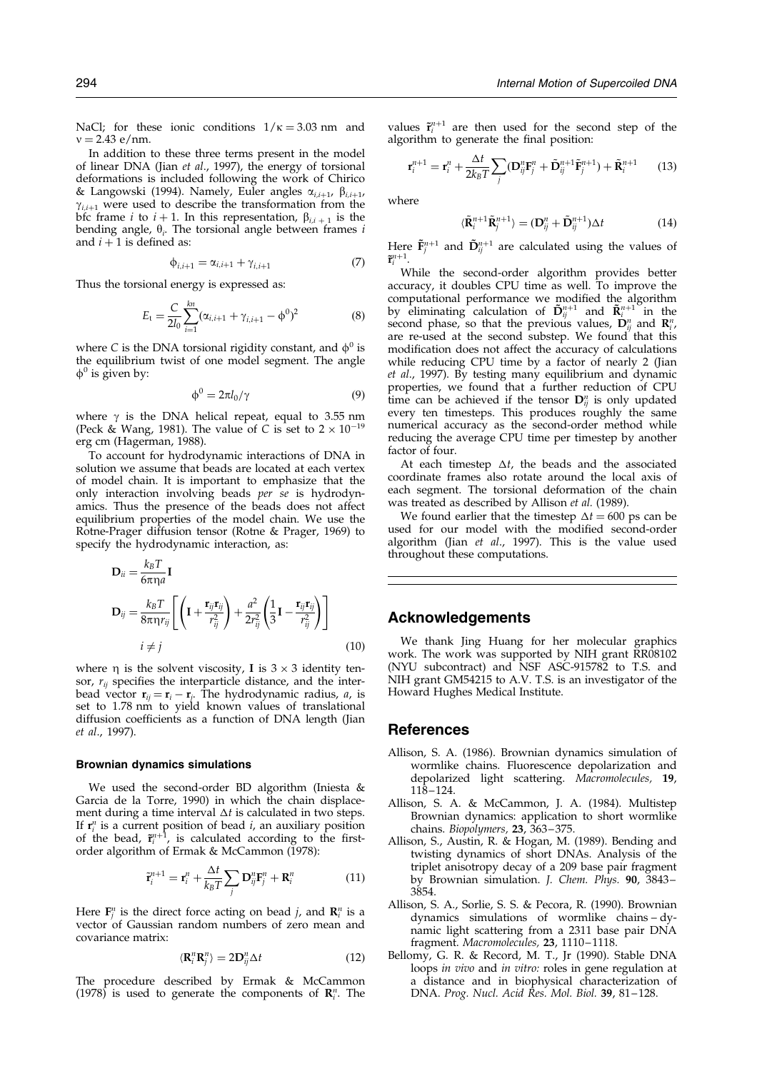NaCl; for these ionic conditions $1/\kappa = 3.03$ nm and $\nu = 2.43$ e/nm.

In addition to these three terms present in the model of linear DNA (Jian *et al.*, 1997), the energy of torsional deformations is included following the work of Chirico & Langowski (1994). Namely, Euler angles $\alpha_{i,i+1}$, $\beta_{i,i+1}$, $\gamma_{i,i+1}$ were used to describe the transformation from the bfc frame $i$ to $i + 1$. In this representation, $\beta_{i,i+1}$ is the bending angle, $\theta_i$. The torsional angle between frames $i$ and $i + 1$ is defined as:

$$\phi_{i,i+1} = \alpha_{i,i+1} + \gamma_{i,i+1} \tag{7}$$

Thus the torsional energy is expressed as:

$$E_t = \frac{C}{2l_0} \sum_{i=1}^{kn} (\alpha_{i,i+1} + \gamma_{i,i+1} - \phi^0)^2 \tag{8}$$

where $C$ is the DNA torsional rigidity constant, and $\phi^0$ is the equilibrium twist of one model segment. The angle $\phi^0$ is given by:

$$\phi^0 = 2\pi l_0/\gamma \tag{9}$$

where $\gamma$ is the DNA helical repeat, equal to 3.55 nm (Peck & Wang, 1981). The value of $C$ is set to $2 \times 10^{-19}$ erg cm (Hagerman, 1988).

To account for hydrodynamic interactions of DNA in solution we assume that beads are located at each vertex of model chain. It is important to emphasize that the only interaction involving beads *per se* is hydrodynamics. Thus the presence of the beads does not affect equilibrium properties of the model chain. We use the Rotne-Prager diffusion tensor (Rotne & Prager, 1969) to specify the hydrodynamic interaction, as:

$$\mathbf{D}_{ii} = \frac{k_B T}{6\pi\eta a} \mathbf{I}$$

$$\mathbf{D}_{ij} = \frac{k_B T}{8\pi\eta r_{ij}} \left[ \left( \mathbf{I} + \frac{\mathbf{r}_{ij}\mathbf{r}_{ij}}{r_{ij}^2} \right) + \frac{a^2}{2r_{ij}^2} \left( \frac{1}{3}\mathbf{I} - \frac{\mathbf{r}_{ij}\mathbf{r}_{ij}}{r_{ij}^2} \right) \right]$$

$$i \neq j \tag{10}$$

where $\eta$ is the solvent viscosity, $\mathbf{I}$ is $3 \times 3$ identity tensor, $r_{ij}$ specifies the interparticle distance, and the interbead vector $\mathbf{r}_{ij} = \mathbf{r}_i - \mathbf{r}_j$. The hydrodynamic radius, $a$, is set to 1.78 nm to yield known values of translational diffusion coefficients as a function of DNA length (Jian *et al.*, 1997).

#### Brownian dynamics simulations

We used the second-order BD algorithm (Iniesta & Garcia de la Torre, 1990) in which the chain displacement during a time interval $\Delta t$ is calculated in two steps. If $\mathbf{r}_i^n$ is a current position of bead $i$, an auxiliary position of the bead, $\tilde{\mathbf{r}}_i^{n+1}$, is calculated according to the first-order algorithm of Ermak & McCammon (1978):

$$\tilde{\mathbf{r}}_i^{n+1} = \mathbf{r}_i^n + \frac{\Delta t}{k_B T} \sum_j \mathbf{D}_{ij}^n \mathbf{F}_j^n + \mathbf{R}_i^n \tag{11}$$

Here $\mathbf{F}_j^n$ is the direct force acting on bead $j$, and $\mathbf{R}_i^n$ is a vector of Gaussian random numbers of zero mean and covariance matrix:

$$\langle \mathbf{R}_i^n \mathbf{R}_j^n \rangle = 2\mathbf{D}_{ij}^n \Delta t \tag{12}$$

The procedure described by Ermak & McCammon (1978) is used to generate the components of $\mathbf{R}_i^n$. The values $\tilde{\mathbf{r}}_i^{n+1}$ are then used for the second step of the algorithm to generate the final position:

$$\mathbf{r}_i^{n+1} = \mathbf{r}_i^n + \frac{\Delta t}{2k_B T} \sum_j (\mathbf{D}_{ij}^n \mathbf{F}_j^n + \tilde{\mathbf{D}}_{ij}^{n+1} \tilde{\mathbf{F}}_j^{n+1}) + \tilde{\mathbf{R}}_i^{n+1} \tag{13}$$

where

$$\langle \tilde{\mathbf{R}}_i^{n+1} \tilde{\mathbf{R}}_j^{n+1} \rangle = (\mathbf{D}_{ij}^n + \tilde{\mathbf{D}}_{ij}^{n+1}) \Delta t \tag{14}$$

Here $\tilde{\mathbf{F}}_j^{n+1}$ and $\tilde{\mathbf{D}}_{ij}^{n+1}$ are calculated using the values of $\tilde{\mathbf{r}}_i^{n+1}$.

While the second-order algorithm provides better accuracy, it doubles CPU time as well. To improve the computational performance we modified the algorithm by eliminating calculation of $\tilde{\mathbf{D}}_{ij}^{n+1}$ and $\tilde{\mathbf{R}}_i^{n+1}$ in the second phase, so that the previous values, $\mathbf{D}_{ij}^n$ and $\mathbf{R}_i^n$, are re-used at the second substep. We found that this modification does not affect the accuracy of calculations while reducing CPU time by a factor of nearly 2 (Jian *et al.*, 1997). By testing many equilibrium and dynamic properties, we found that a further reduction of CPU time can be achieved if the tensor $\mathbf{D}_{ij}^n$ is only updated every ten timesteps. This produces roughly the same numerical accuracy as the second-order method while reducing the average CPU time per timestep by another factor of four.

At each timestep $\Delta t$, the beads and the associated coordinate frames also rotate around the local axis of each segment. The torsional deformation of the chain was treated as described by Allison *et al.* (1989).

We found earlier that the timestep $\Delta t = 600$ ps can be used for our model with the modified second-order algorithm (Jian *et al.*, 1997). This is the value used throughout these computations.

## Acknowledgements

We thank Jing Huang for her molecular graphics work. The work was supported by NIH grant RR08102 (NYU subcontract) and NSF ASC-915782 to T.S. and NIH grant GM54215 to A.V. T.S. is an investigator of the Howard Hughes Medical Institute.

## References

- Allison, S. A. (1986). Brownian dynamics simulation of wormlike chains. Fluorescence depolarization and depolarized light scattering. *Macromolecules*, **19**, 118–124.
- Allison, S. A. & McCammon, J. A. (1984). Multistep Brownian dynamics: application to short wormlike chains. *Biopolymers*, **23**, 363–375.
- Allison, S., Austin, R. & Hogan, M. (1989). Bending and twisting dynamics of short DNAs. Analysis of the triplet anisotropy decay of a 209 base pair fragment by Brownian simulation. *J. Chem. Phys.* **90**, 3843–3854.
- Allison, S. A., Sorlie, S. S. & Pecora, R. (1990). Brownian dynamics simulations of wormlike chains – dynamic light scattering from a 2311 base pair DNA fragment. *Macromolecules*, **23**, 1110–1118.
- Bellomy, G. R. & Record, M. T., Jr (1990). Stable DNA loops *in vivo* and *in vitro:* roles in gene regulation at a distance and in biophysical characterization of DNA. *Prog. Nucl. Acid Res. Mol. Biol.* **39**, 81–128.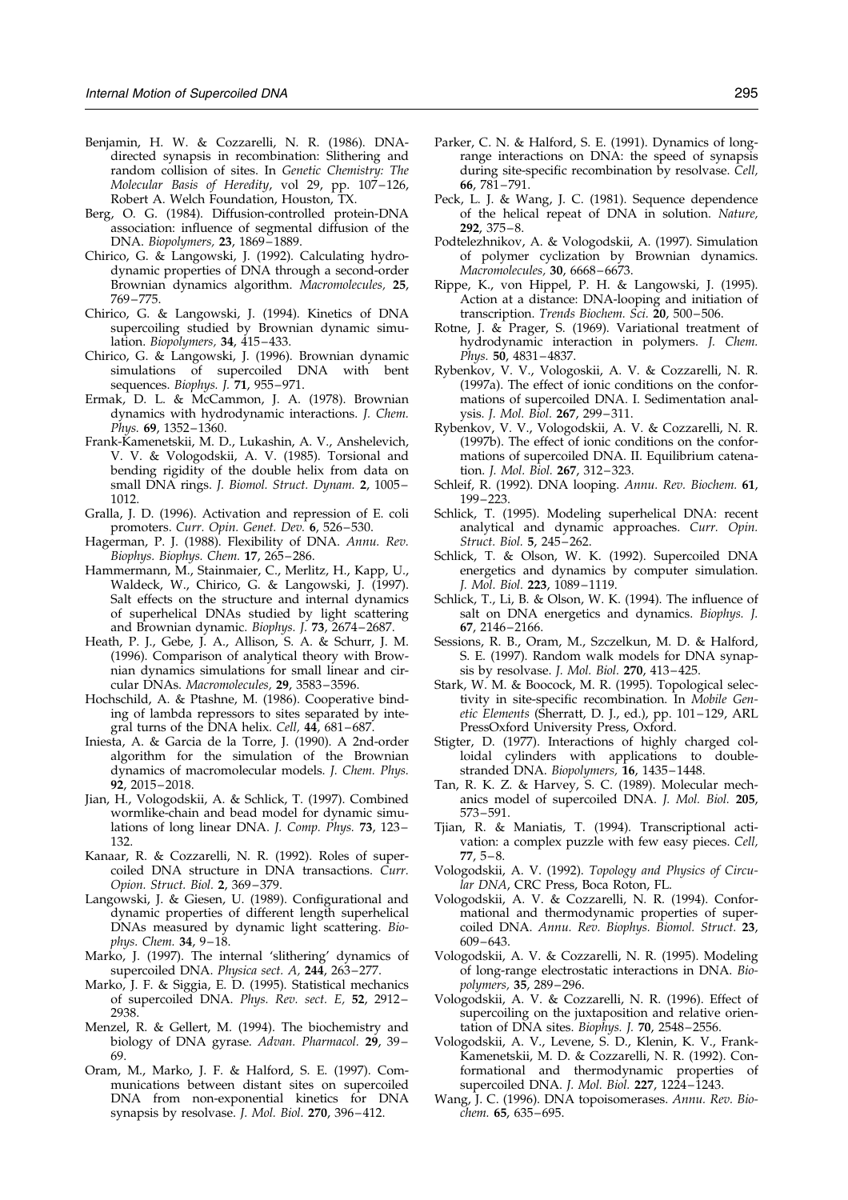Benjamin, H. W. & Cozzarelli, N. R. (1986). DNA-directed synapsis in recombination: Slithering and random collision of sites. In *Genetic Chemistry: The Molecular Basis of Heredity*, vol 29, pp. 107–126, Robert A. Welch Foundation, Houston, TX.

Berg, O. G. (1984). Diffusion-controlled protein-DNA association: influence of segmental diffusion of the DNA. *Biopolymers,* **23**, 1869–1889.

Chirico, G. & Langowski, J. (1992). Calculating hydrodynamic properties of DNA through a second-order Brownian dynamics algorithm. *Macromolecules,* **25**, 769–775.

Chirico, G. & Langowski, J. (1994). Kinetics of DNA supercoiling studied by Brownian dynamic simulation. *Biopolymers,* **34**, 415–433.

Chirico, G. & Langowski, J. (1996). Brownian dynamic simulations of supercoiled DNA with bent sequences. *Biophys. J.* **71**, 955–971.

Ermak, D. L. & McCammon, J. A. (1978). Brownian dynamics with hydrodynamic interactions. *J. Chem. Phys.* **69**, 1352–1360.

Frank-Kamenetskii, M. D., Lukashin, A. V., Anshelevich, V. V. & Vologodskii, A. V. (1985). Torsional and bending rigidity of the double helix from data on small DNA rings. *J. Biomol. Struct. Dynam.* **2**, 1005–1012.

Gralla, J. D. (1996). Activation and repression of E. coli promoters. *Curr. Opin. Genet. Dev.* **6**, 526–530.

Hagerman, P. J. (1988). Flexibility of DNA. *Annu. Rev. Biophys. Biophys. Chem.* **17**, 265–286.

Hammermann, M., Stainmaier, C., Merlitz, H., Kapp, U., Waldeck, W., Chirico, G. & Langowski, J. (1997). Salt effects on the structure and internal dynamics of superhelical DNAs studied by light scattering and Brownian dynamic. *Biophys. J.* **73**, 2674–2687.

Heath, P. J., Gebe, J. A., Allison, S. A. & Schurr, J. M. (1996). Comparison of analytical theory with Brownian dynamics simulations for small linear and circular DNAs. *Macromolecules,* **29**, 3583–3596.

Hochschild, A. & Ptashne, M. (1986). Cooperative binding of lambda repressors to sites separated by integral turns of the DNA helix. *Cell,* **44**, 681–687.

Iniesta, A. & Garcia de la Torre, J. (1990). A 2nd-order algorithm for the simulation of the Brownian dynamics of macromolecular models. *J. Chem. Phys.* **92**, 2015–2018.

Jian, H., Vologodskii, A. & Schlick, T. (1997). Combined wormlike-chain and bead model for dynamic simulations of long linear DNA. *J. Comp. Phys.* **73**, 123–132.

Kanaar, R. & Cozzarelli, N. R. (1992). Roles of supercoiled DNA structure in DNA transactions. *Curr. Opion. Struct. Biol.* **2**, 369–379.

Langowski, J. & Giesen, U. (1989). Configurational and dynamic properties of different length superhelical DNAs measured by dynamic light scattering. *Biophys. Chem.* **34**, 9–18.

Marko, J. (1997). The internal 'slithering' dynamics of supercoiled DNA. *Physica sect. A,* **244**, 263–277.

Marko, J. F. & Siggia, E. D. (1995). Statistical mechanics of supercoiled DNA. *Phys. Rev. sect. E,* **52**, 2912–2938.

Menzel, R. & Gellert, M. (1994). The biochemistry and biology of DNA gyrase. *Advan. Pharmacol.* **29**, 39–69.

Oram, M., Marko, J. F. & Halford, S. E. (1997). Communications between distant sites on supercoiled DNA from non-exponential kinetics for DNA synapsis by resolvase. *J. Mol. Biol.* **270**, 396–412.

Parker, C. N. & Halford, S. E. (1991). Dynamics of long-range interactions on DNA: the speed of synapsis during site-specific recombination by resolvase. *Cell,* **66**, 781–791.

Peck, L. J. & Wang, J. C. (1981). Sequence dependence of the helical repeat of DNA in solution. *Nature,* **292**, 375–8.

Podtelezhnikov, A. & Vologodskii, A. (1997). Simulation of polymer cyclization by Brownian dynamics. *Macromolecules,* **30**, 6668–6673.

Rippe, K., von Hippel, P. H. & Langowski, J. (1995). Action at a distance: DNA-looping and initiation of transcription. *Trends Biochem. Sci.* **20**, 500–506.

Rotne, J. & Prager, S. (1969). Variational treatment of hydrodynamic interaction in polymers. *J. Chem. Phys.* **50**, 4831–4837.

Rybenkov, V. V., Vologoskii, A. V. & Cozzarelli, N. R. (1997a). The effect of ionic conditions on the conformations of supercoiled DNA. I. Sedimentation analysis. *J. Mol. Biol.* **267**, 299–311.

Rybenkov, V. V., Vologodskii, A. V. & Cozzarelli, N. R. (1997b). The effect of ionic conditions on the conformations of supercoiled DNA. II. Equilibrium catenation. *J. Mol. Biol.* **267**, 312–323.

Schleif, R. (1992). DNA looping. *Annu. Rev. Biochem.* **61**, 199–223.

Schlick, T. (1995). Modeling superhelical DNA: recent analytical and dynamic approaches. *Curr. Opin. Struct. Biol.* **5**, 245–262.

Schlick, T. & Olson, W. K. (1992). Supercoiled DNA energetics and dynamics by computer simulation. *J. Mol. Biol.* **223**, 1089–1119.

Schlick, T., Li, B. & Olson, W. K. (1994). The influence of salt on DNA energetics and dynamics. *Biophys. J.* **67**, 2146–2166.

Sessions, R. B., Oram, M., Szczelkun, M. D. & Halford, S. E. (1997). Random walk models for DNA synapsis by resolvase. *J. Mol. Biol.* **270**, 413–425.

Stark, W. M. & Boocock, M. R. (1995). Topological selectivity in site-specific recombination. In *Mobile Genetic Elements* (Sherratt, D. J., ed.), pp. 101–129, ARL PressOxford University Press, Oxford.

Stigter, D. (1977). Interactions of highly charged colloidal cylinders with applications to double-stranded DNA. *Biopolymers,* **16**, 1435–1448.

Tan, R. K. Z. & Harvey, S. C. (1989). Molecular mechanics model of supercoiled DNA. *J. Mol. Biol.* **205**, 573–591.

Tjian, R. & Maniatis, T. (1994). Transcriptional activation: a complex puzzle with few easy pieces. *Cell,* **77**, 5–8.

Vologodskii, A. V. (1992). *Topology and Physics of Circular DNA*, CRC Press, Boca Roton, FL.

Vologodskii, A. V. & Cozzarelli, N. R. (1994). Conformational and thermodynamic properties of supercoiled DNA. *Annu. Rev. Biophys. Biomol. Struct.* **23**, 609–643.

Vologodskii, A. V. & Cozzarelli, N. R. (1995). Modeling of long-range electrostatic interactions in DNA. *Biopolymers,* **35**, 289–296.

Vologodskii, A. V. & Cozzarelli, N. R. (1996). Effect of supercoiling on the juxtaposition and relative orientation of DNA sites. *Biophys. J.* **70**, 2548–2556.

Vologodskii, A. V., Levene, S. D., Klenin, K. V., Frank-Kamenetskii, M. D. & Cozzarelli, N. R. (1992). Conformational and thermodynamic properties of supercoiled DNA. *J. Mol. Biol.* **227**, 1224–1243.

Wang, J. C. (1996). DNA topoisomerases. *Annu. Rev. Biochem.* **65**, 635–695.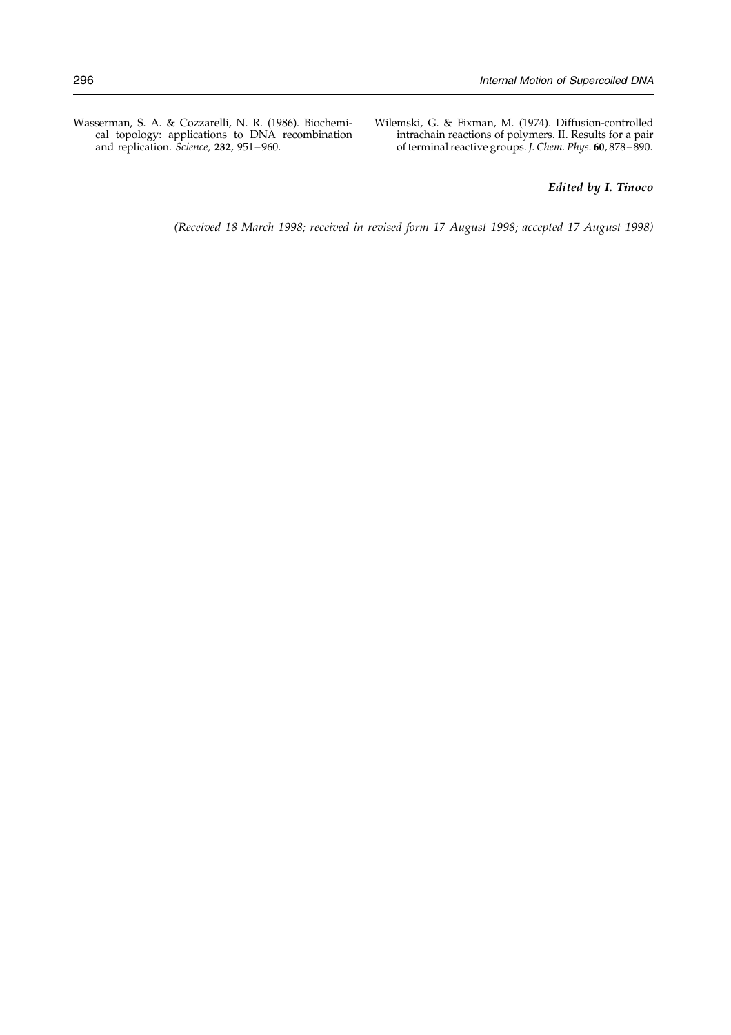Wasserman, S. A. & Cozzarelli, N. R. (1986). Biochemical topology: applications to DNA recombination and replication. *Science,* **232**, 951–960.

Wilemski, G. & Fixman, M. (1974). Diffusion-controlled intrachain reactions of polymers. II. Results for a pair of terminal reactive groups. *J. Chem. Phys.* **60**, 878–890.

***Edited by I. Tinoco***

*(Received 18 March 1998; received in revised form 17 August 1998; accepted 17 August 1998)*